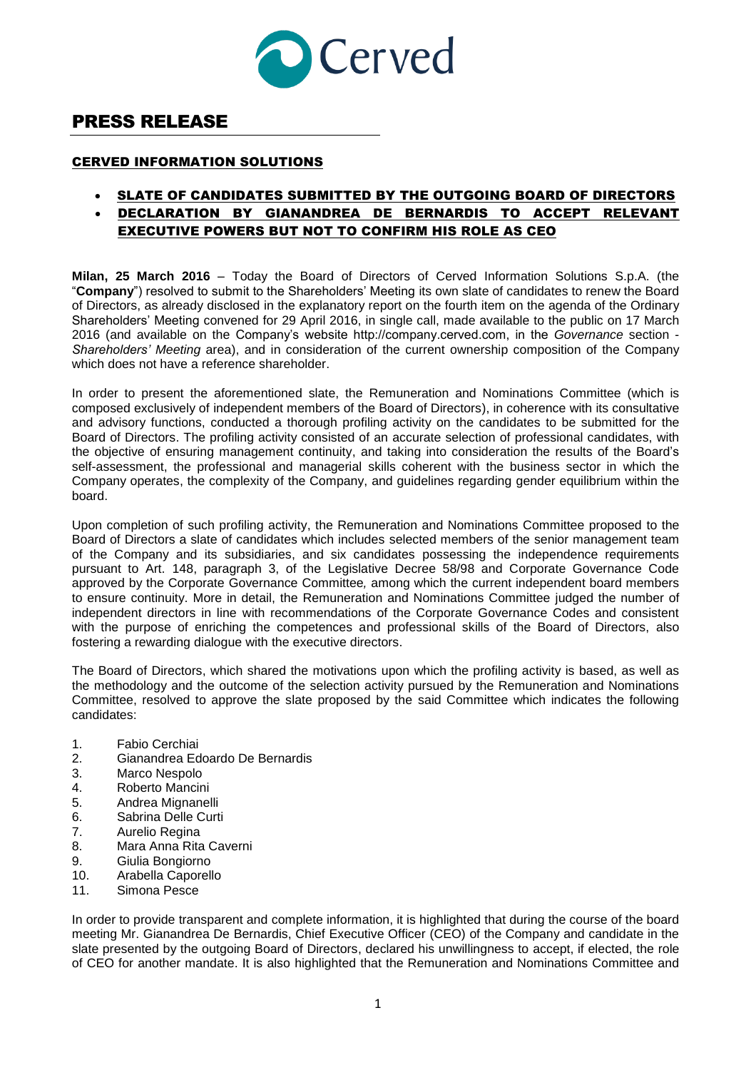# PRESS RELEASE

## CERVED INFORMATION SOLUTIONS

- **SLATE OF CANDIDATES SUBMITTED BY THE OUTGOING BOARD OF DIRECTORS**
- **DECLARATION BY GIANANDREA DE BERNARDIS TO ACCEPT RELEVANT EXECUTIVE POWERS BUT NOT TO CONFIRM HIS ROLE AS CEO**

**Milan, 25 March 2016** – Today the Board of Directors of Cerved Information Solutions S.p.A. (the "**Company**") resolved to submit to the Shareholders' Meeting its own slate of candidates to renew the Board of Directors, as already disclosed in the explanatory report on the fourth item on the agenda of the Ordinary Shareholders' Meeting convened for 29 April 2016, in single call, made available to the public on 17 March 2016 (and available on the Company's website http://company.cerved.com, in the *Governance* section - *Shareholders' Meeting* area), and in consideration of the current ownership composition of the Company which does not have a reference shareholder.

In order to present the aforementioned slate, the Remuneration and Nominations Committee (which is composed exclusively of independent members of the Board of Directors), in coherence with its consultative and advisory functions, conducted a thorough profiling activity on the candidates to be submitted for the Board of Directors. The profiling activity consisted of an accurate selection of professional candidates, with the objective of ensuring management continuity, and taking into consideration the results of the Board's self-assessment, the professional and managerial skills coherent with the business sector in which the Company operates, the complexity of the Company, and guidelines regarding gender equilibrium within the board.

Upon completion of such profiling activity, the Remuneration and Nominations Committee proposed to the Board of Directors a slate of candidates which includes selected members of the senior management team of the Company and its subsidiaries, and six candidates possessing the independence requirements pursuant to Art. 148, paragraph 3, of the Legislative Decree 58/98 and Corporate Governance Code approved by the Corporate Governance Committee*,* among which the current independent board members to ensure continuity. More in detail, the Remuneration and Nominations Committee judged the number of independent directors in line with recommendations of the Corporate Governance Codes and consistent with the purpose of enriching the competences and professional skills of the Board of Directors, also fostering a rewarding dialogue with the executive directors.

The Board of Directors, which shared the motivations upon which the profiling activity is based, as well as the methodology and the outcome of the selection activity pursued by the Remuneration and Nominations Committee, resolved to approve the slate proposed by the said Committee which indicates the following candidates:

1. Fabio Cerchiai
2. Gianandrea Edoardo De Bernardis
3. Marco Nespolo
4. Roberto Mancini
5. Andrea Mignanelli
6. Sabrina Delle Curti
7. Aurelio Regina
8. Mara Anna Rita Caverni
9. Giulia Bongiorno
10. Arabella Caporello
11. Simona Pesce

In order to provide transparent and complete information, it is highlighted that during the course of the board meeting Mr. Gianandrea De Bernardis, Chief Executive Officer (CEO) of the Company and candidate in the slate presented by the outgoing Board of Directors, declared his unwillingness to accept, if elected, the role of CEO for another mandate. It is also highlighted that the Remuneration and Nominations Committee and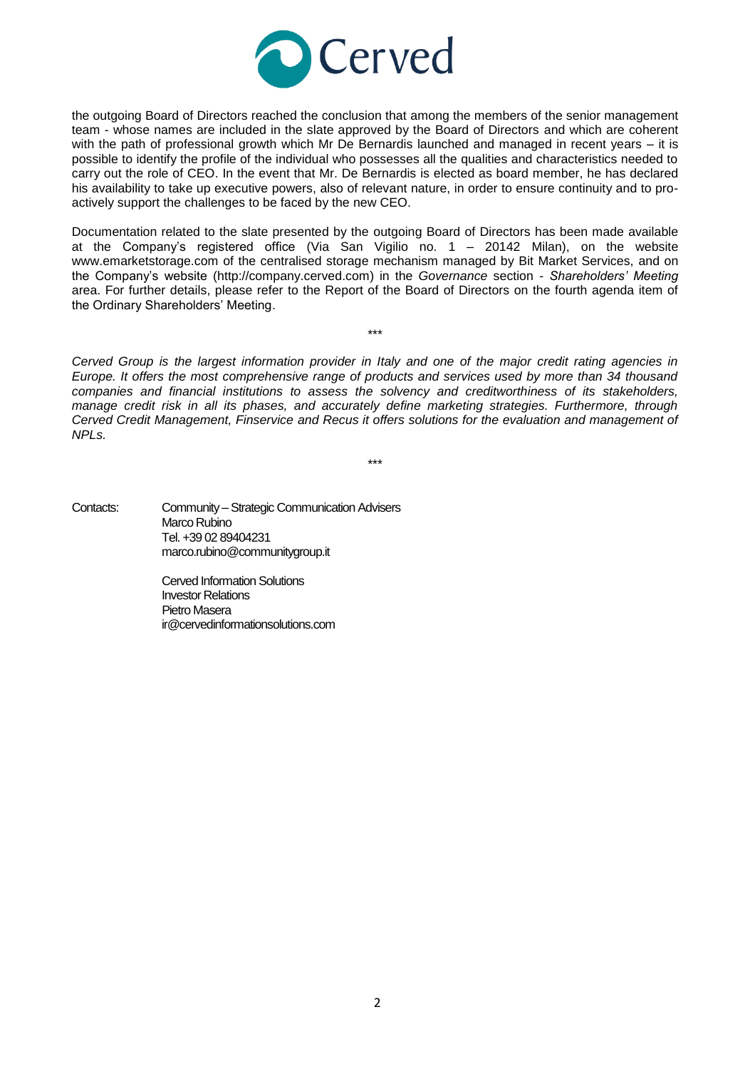the outgoing Board of Directors reached the conclusion that among the members of the senior management team - whose names are included in the slate approved by the Board of Directors and which are coherent with the path of professional growth which Mr De Bernardis launched and managed in recent years – it is possible to identify the profile of the individual who possesses all the qualities and characteristics needed to carry out the role of CEO. In the event that Mr. De Bernardis is elected as board member, he has declared his availability to take up executive powers, also of relevant nature, in order to ensure continuity and to pro-actively support the challenges to be faced by the new CEO.

Documentation related to the slate presented by the outgoing Board of Directors has been made available at the Company's registered office (Via San Vigilio no. 1 – 20142 Milan), on the website www.emarketstorage.com of the centralised storage mechanism managed by Bit Market Services, and on the Company's website (http://company.cerved.com) in the *Governance* section - *Shareholders' Meeting* area. For further details, please refer to the Report of the Board of Directors on the fourth agenda item of the Ordinary Shareholders' Meeting.

\*\*\*

*Cerved Group is the largest information provider in Italy and one of the major credit rating agencies in Europe. It offers the most comprehensive range of products and services used by more than 34 thousand companies and financial institutions to assess the solvency and creditworthiness of its stakeholders, manage credit risk in all its phases, and accurately define marketing strategies. Furthermore, through Cerved Credit Management, Finservice and Recus it offers solutions for the evaluation and management of NPLs.*

\*\*\*

Contacts:

Community – Strategic Communication Advisers
Marco Rubino
Tel. +39 02 89404231
marco.rubino@communitygroup.it

Cerved Information Solutions
Investor Relations
Pietro Masera
ir@cervedinformationsolutions.com